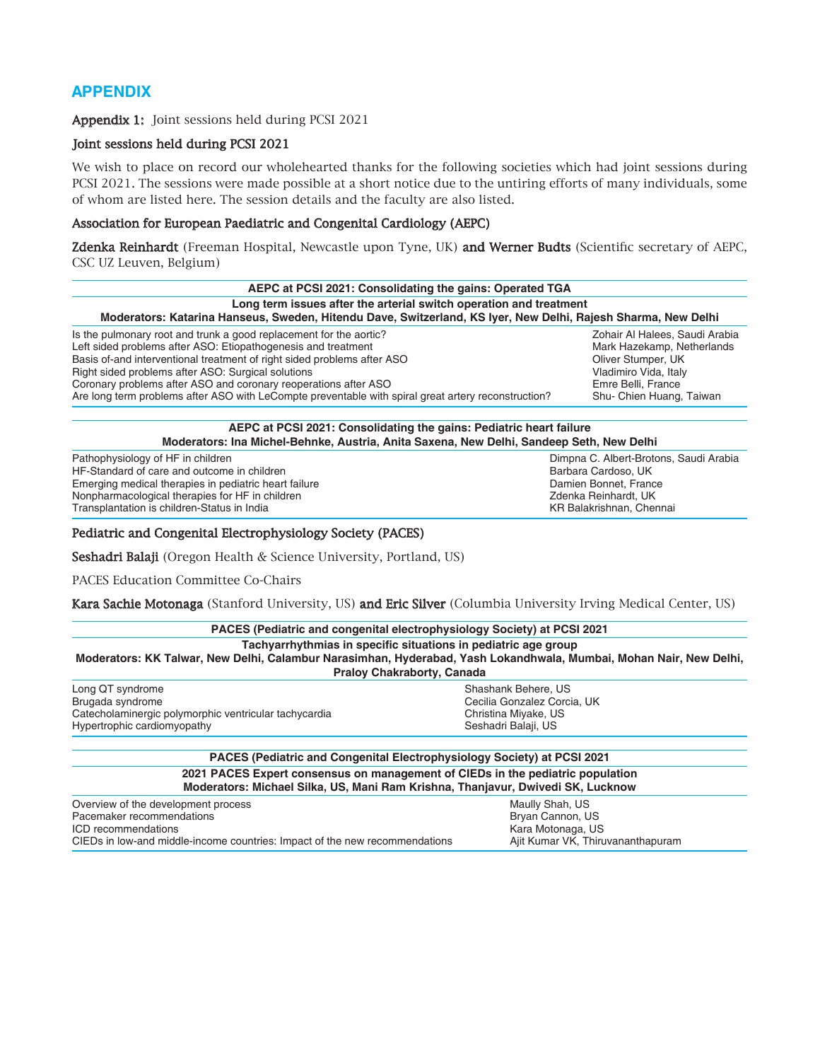## APPENDIX

**Appendix 1:** Joint sessions held during PCSI 2021

### Joint sessions held during PCSI 2021

We wish to place on record our wholehearted thanks for the following societies which had joint sessions during PCSI 2021. The sessions were made possible at a short notice due to the untiring efforts of many individuals, some of whom are listed here. The session details and the faculty are also listed.

### Association for European Paediatric and Congenital Cardiology (AEPC)

**Zdenka Reinhardt** (Freeman Hospital, Newcastle upon Tyne, UK) **and Werner Budts** (Scientific secretary of AEPC, CSC UZ Leuven, Belgium)

| AEPC at PCSI 2021: Consolidating the gains: Operated TGA | |
|---|---|
| **Long term issues after the arterial switch operation and treatment** | |
| **Moderators: Katarina Hanseus, Sweden, Hitendu Dave, Switzerland, KS Iyer, New Delhi, Rajesh Sharma, New Delhi** | |
| Is the pulmonary root and trunk a good replacement for the aortic? | Zohair Al Halees, Saudi Arabia |
| Left sided problems after ASO: Etiopathogenesis and treatment | Mark Hazekamp, Netherlands |
| Basis of-and interventional treatment of right sided problems after ASO | Oliver Stumper, UK |
| Right sided problems after ASO: Surgical solutions | Vladimiro Vida, Italy |
| Coronary problems after ASO and coronary reoperations after ASO | Emre Belli, France |
| Are long term problems after ASO with LeCompte preventable with spiral great artery reconstruction? | Shu- Chien Huang, Taiwan |

| AEPC at PCSI 2021: Consolidating the gains: Pediatric heart failure | |
|---|---|
| **Moderators: Ina Michel-Behnke, Austria, Anita Saxena, New Delhi, Sandeep Seth, New Delhi** | |
| Pathophysiology of HF in children | Dimpna C. Albert-Brotons, Saudi Arabia |
| HF-Standard of care and outcome in children | Barbara Cardoso, UK |
| Emerging medical therapies in pediatric heart failure | Damien Bonnet, France |
| Nonpharmacological therapies for HF in children | Zdenka Reinhardt, UK |
| Transplantation is children-Status in India | KR Balakrishnan, Chennai |

### Pediatric and Congenital Electrophysiology Society (PACES)

**Seshadri Balaji** (Oregon Health & Science University, Portland, US)

PACES Education Committee Co-Chairs

**Kara Sachie Motonaga** (Stanford University, US) **and Eric Silver** (Columbia University Irving Medical Center, US)

| PACES (Pediatric and congenital electrophysiology Society) at PCSI 2021 | |
|---|---|
| **Tachyarrhythmias in specific situations in pediatric age group** | |
| **Moderators: KK Talwar, New Delhi, Calambur Narasimhan, Hyderabad, Yash Lokandhwala, Mumbai, Mohan Nair, New Delhi, Praloy Chakraborty, Canada** | |
| Long QT syndrome | Shashank Behere, US |
| Brugada syndrome | Cecilia Gonzalez Corcia, UK |
| Catecholaminergic polymorphic ventricular tachycardia | Christina Miyake, US |
| Hypertrophic cardiomyopathy | Seshadri Balaji, US |

| PACES (Pediatric and Congenital Electrophysiology Society) at PCSI 2021 | |
|---|---|
| **2021 PACES Expert consensus on management of CIEDs in the pediatric population** | |
| **Moderators: Michael Silka, US, Mani Ram Krishna, Thanjavur, Dwivedi SK, Lucknow** | |
| Overview of the development process | Maully Shah, US |
| Pacemaker recommendations | Bryan Cannon, US |
| ICD recommendations | Kara Motonaga, US |
| CIEDs in low-and middle-income countries: Impact of the new recommendations | Ajit Kumar VK, Thiruvananthapuram |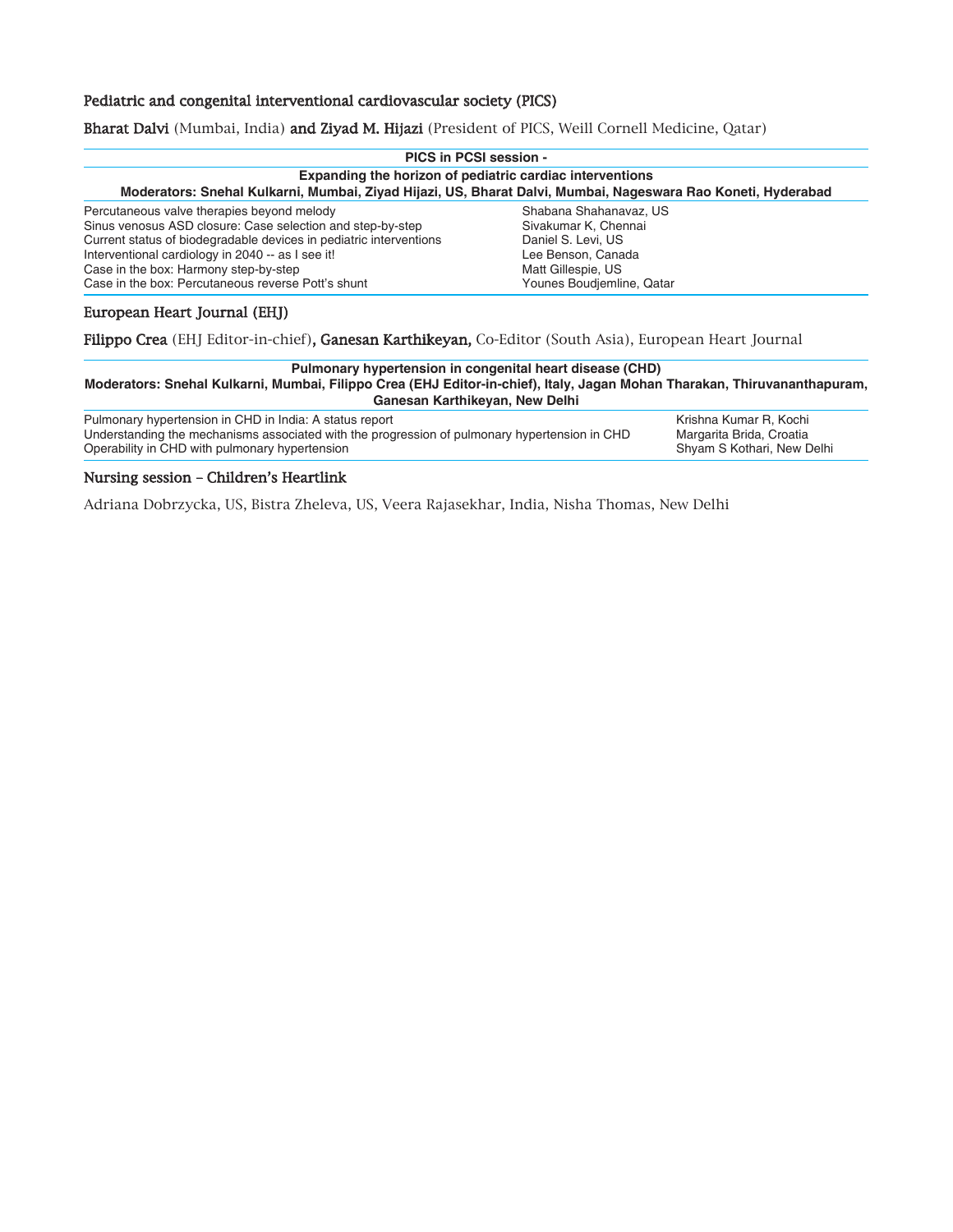### Pediatric and congenital interventional cardiovascular society (PICS)

**Bharat Dalvi** (Mumbai, India) **and Ziyad M. Hijazi** (President of PICS, Weill Cornell Medicine, Qatar)

| **PICS in PCSI session - Expanding the horizon of pediatric cardiac interventions Moderators: Snehal Kulkarni, Mumbai, Ziyad Hijazi, US, Bharat Dalvi, Mumbai, Nageswara Rao Koneti, Hyderabad** | |
|---|---|
| Percutaneous valve therapies beyond melody | Shabana Shahanavaz, US |
| Sinus venosus ASD closure: Case selection and step-by-step | Sivakumar K, Chennai |
| Current status of biodegradable devices in pediatric interventions | Daniel S. Levi, US |
| Interventional cardiology in 2040 -- as I see it! | Lee Benson, Canada |
| Case in the box: Harmony step-by-step | Matt Gillespie, US |
| Case in the box: Percutaneous reverse Pott's shunt | Younes Boudjemline, Qatar |

### European Heart Journal (EHJ)

**Filippo Crea** (EHJ Editor-in-chief)**, Ganesan Karthikeyan,** Co-Editor (South Asia), European Heart Journal

| **Pulmonary hypertension in congenital heart disease (CHD) Moderators: Snehal Kulkarni, Mumbai, Filippo Crea (EHJ Editor-in-chief), Italy, Jagan Mohan Tharakan, Thiruvananthapuram, Ganesan Karthikeyan, New Delhi** | |
|---|---|
| Pulmonary hypertension in CHD in India: A status report | Krishna Kumar R, Kochi |
| Understanding the mechanisms associated with the progression of pulmonary hypertension in CHD | Margarita Brida, Croatia |
| Operability in CHD with pulmonary hypertension | Shyam S Kothari, New Delhi |

### Nursing session – Children's Heartlink

Adriana Dobrzycka, US, Bistra Zheleva, US, Veera Rajasekhar, India, Nisha Thomas, New Delhi